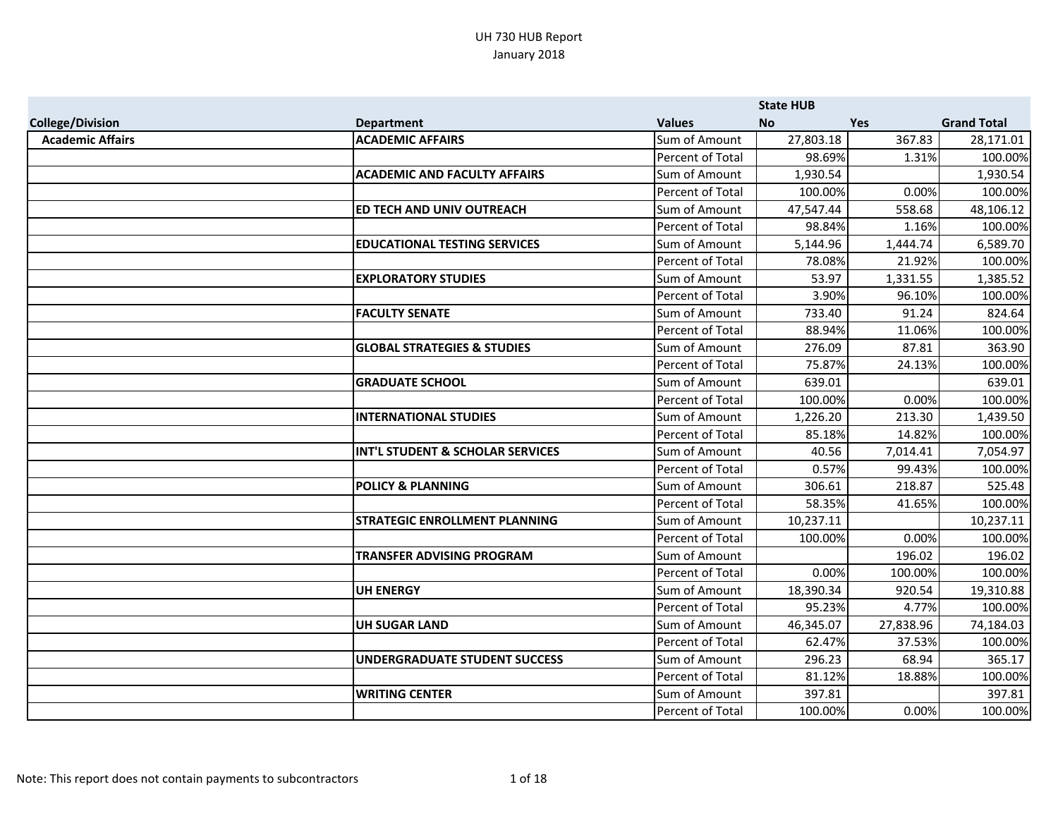UH 730 HUB Report
January 2018

| College/Division | Department | Values | State HUB No | Yes | Grand Total |
|---|---|---|---|---|---|
| Academic Affairs | ACADEMIC AFFAIRS | Sum of Amount | 27,803.18 | 367.83 | 28,171.01 |
| | | Percent of Total | 98.69% | 1.31% | 100.00% |
| | ACADEMIC AND FACULTY AFFAIRS | Sum of Amount | 1,930.54 | | 1,930.54 |
| | | Percent of Total | 100.00% | 0.00% | 100.00% |
| | ED TECH AND UNIV OUTREACH | Sum of Amount | 47,547.44 | 558.68 | 48,106.12 |
| | | Percent of Total | 98.84% | 1.16% | 100.00% |
| | EDUCATIONAL TESTING SERVICES | Sum of Amount | 5,144.96 | 1,444.74 | 6,589.70 |
| | | Percent of Total | 78.08% | 21.92% | 100.00% |
| | EXPLORATORY STUDIES | Sum of Amount | 53.97 | 1,331.55 | 1,385.52 |
| | | Percent of Total | 3.90% | 96.10% | 100.00% |
| | FACULTY SENATE | Sum of Amount | 733.40 | 91.24 | 824.64 |
| | | Percent of Total | 88.94% | 11.06% | 100.00% |
| | GLOBAL STRATEGIES & STUDIES | Sum of Amount | 276.09 | 87.81 | 363.90 |
| | | Percent of Total | 75.87% | 24.13% | 100.00% |
| | GRADUATE SCHOOL | Sum of Amount | 639.01 | | 639.01 |
| | | Percent of Total | 100.00% | 0.00% | 100.00% |
| | INTERNATIONAL STUDIES | Sum of Amount | 1,226.20 | 213.30 | 1,439.50 |
| | | Percent of Total | 85.18% | 14.82% | 100.00% |
| | INT'L STUDENT & SCHOLAR SERVICES | Sum of Amount | 40.56 | 7,014.41 | 7,054.97 |
| | | Percent of Total | 0.57% | 99.43% | 100.00% |
| | POLICY & PLANNING | Sum of Amount | 306.61 | 218.87 | 525.48 |
| | | Percent of Total | 58.35% | 41.65% | 100.00% |
| | STRATEGIC ENROLLMENT PLANNING | Sum of Amount | 10,237.11 | | 10,237.11 |
| | | Percent of Total | 100.00% | 0.00% | 100.00% |
| | TRANSFER ADVISING PROGRAM | Sum of Amount | | 196.02 | 196.02 |
| | | Percent of Total | 0.00% | 100.00% | 100.00% |
| | UH ENERGY | Sum of Amount | 18,390.34 | 920.54 | 19,310.88 |
| | | Percent of Total | 95.23% | 4.77% | 100.00% |
| | UH SUGAR LAND | Sum of Amount | 46,345.07 | 27,838.96 | 74,184.03 |
| | | Percent of Total | 62.47% | 37.53% | 100.00% |
| | UNDERGRADUATE STUDENT SUCCESS | Sum of Amount | 296.23 | 68.94 | 365.17 |
| | | Percent of Total | 81.12% | 18.88% | 100.00% |
| | WRITING CENTER | Sum of Amount | 397.81 | | 397.81 |
| | | Percent of Total | 100.00% | 0.00% | 100.00% |

Note: This report does not contain payments to subcontractors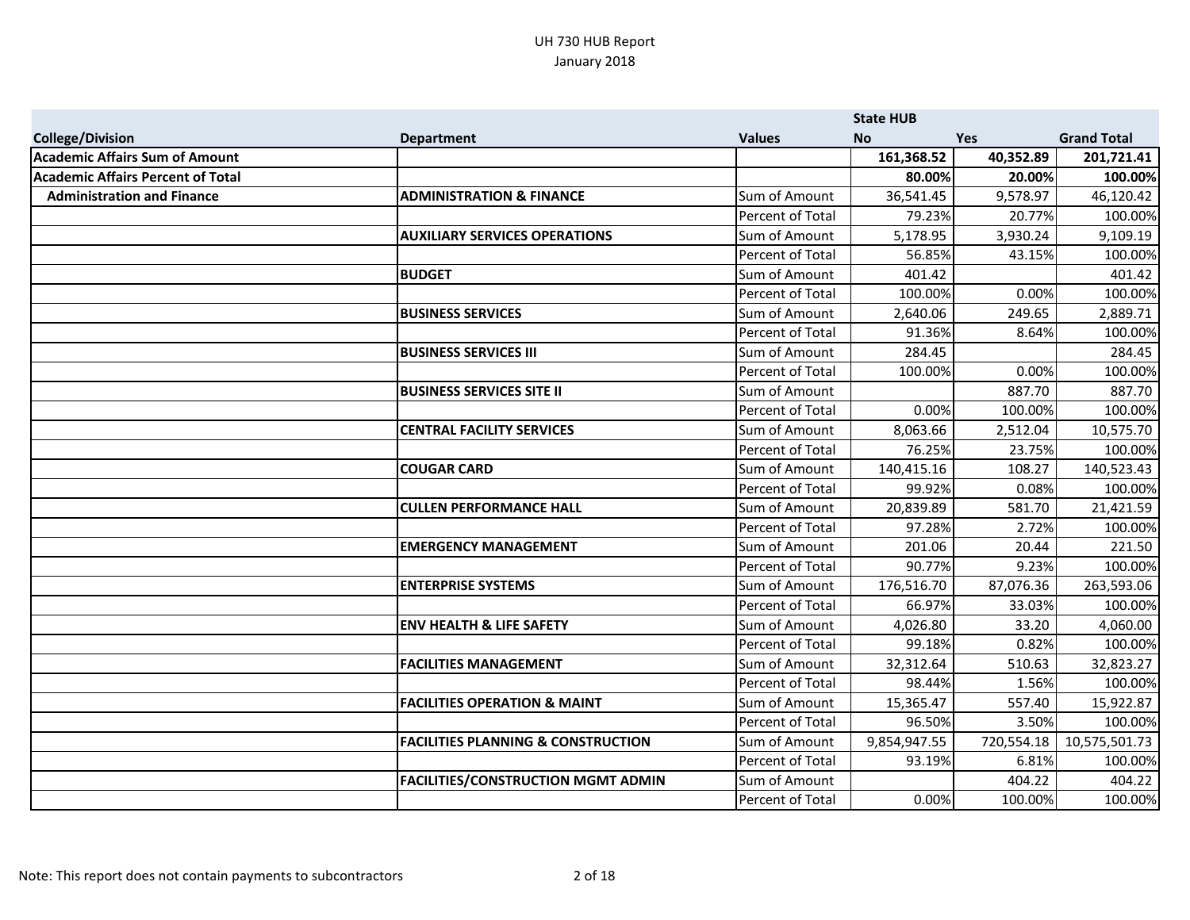UH 730 HUB Report
January 2018

| College/Division | Department | Values | State HUB No | Yes | Grand Total |
|---|---|---|---|---|---|
| **Academic Affairs Sum of Amount** | | | **161,368.52** | **40,352.89** | **201,721.41** |
| **Academic Affairs Percent of Total** | | | **80.00%** | **20.00%** | **100.00%** |
| **Administration and Finance** | **ADMINISTRATION & FINANCE** | Sum of Amount | 36,541.45 | 9,578.97 | 46,120.42 |
| | | Percent of Total | 79.23% | 20.77% | 100.00% |
| | **AUXILIARY SERVICES OPERATIONS** | Sum of Amount | 5,178.95 | 3,930.24 | 9,109.19 |
| | | Percent of Total | 56.85% | 43.15% | 100.00% |
| | **BUDGET** | Sum of Amount | 401.42 | | 401.42 |
| | | Percent of Total | 100.00% | 0.00% | 100.00% |
| | **BUSINESS SERVICES** | Sum of Amount | 2,640.06 | 249.65 | 2,889.71 |
| | | Percent of Total | 91.36% | 8.64% | 100.00% |
| | **BUSINESS SERVICES III** | Sum of Amount | 284.45 | | 284.45 |
| | | Percent of Total | 100.00% | 0.00% | 100.00% |
| | **BUSINESS SERVICES SITE II** | Sum of Amount | | 887.70 | 887.70 |
| | | Percent of Total | 0.00% | 100.00% | 100.00% |
| | **CENTRAL FACILITY SERVICES** | Sum of Amount | 8,063.66 | 2,512.04 | 10,575.70 |
| | | Percent of Total | 76.25% | 23.75% | 100.00% |
| | **COUGAR CARD** | Sum of Amount | 140,415.16 | 108.27 | 140,523.43 |
| | | Percent of Total | 99.92% | 0.08% | 100.00% |
| | **CULLEN PERFORMANCE HALL** | Sum of Amount | 20,839.89 | 581.70 | 21,421.59 |
| | | Percent of Total | 97.28% | 2.72% | 100.00% |
| | **EMERGENCY MANAGEMENT** | Sum of Amount | 201.06 | 20.44 | 221.50 |
| | | Percent of Total | 90.77% | 9.23% | 100.00% |
| | **ENTERPRISE SYSTEMS** | Sum of Amount | 176,516.70 | 87,076.36 | 263,593.06 |
| | | Percent of Total | 66.97% | 33.03% | 100.00% |
| | **ENV HEALTH & LIFE SAFETY** | Sum of Amount | 4,026.80 | 33.20 | 4,060.00 |
| | | Percent of Total | 99.18% | 0.82% | 100.00% |
| | **FACILITIES MANAGEMENT** | Sum of Amount | 32,312.64 | 510.63 | 32,823.27 |
| | | Percent of Total | 98.44% | 1.56% | 100.00% |
| | **FACILITIES OPERATION & MAINT** | Sum of Amount | 15,365.47 | 557.40 | 15,922.87 |
| | | Percent of Total | 96.50% | 3.50% | 100.00% |
| | **FACILITIES PLANNING & CONSTRUCTION** | Sum of Amount | 9,854,947.55 | 720,554.18 | 10,575,501.73 |
| | | Percent of Total | 93.19% | 6.81% | 100.00% |
| | **FACILITIES/CONSTRUCTION MGMT ADMIN** | Sum of Amount | | 404.22 | 404.22 |
| | | Percent of Total | 0.00% | 100.00% | 100.00% |

Note: This report does not contain payments to subcontractors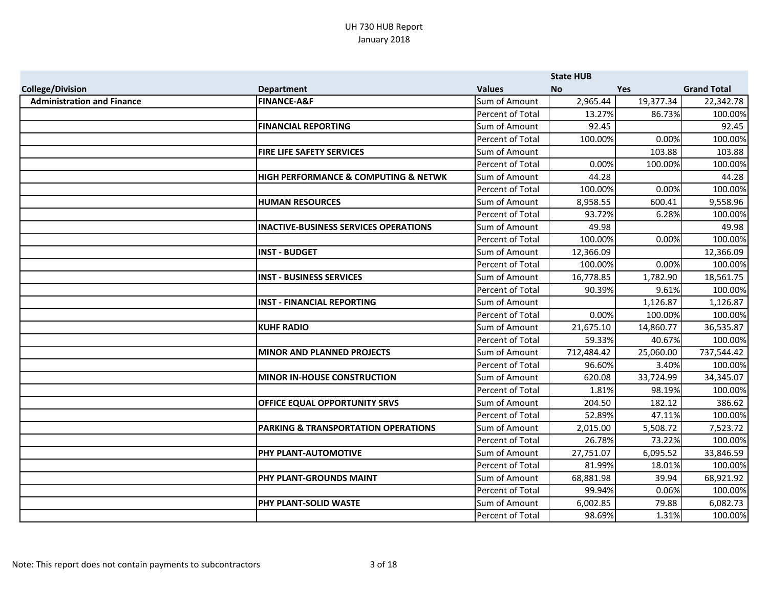UH 730 HUB Report
January 2018

| | | | State HUB | | |
|---|---|---|---|---|---|
| **College/Division** | **Department** | **Values** | **No** | **Yes** | **Grand Total** |
| **Administration and Finance** | **FINANCE-A&F** | Sum of Amount | 2,965.44 | 19,377.34 | 22,342.78 |
| | | Percent of Total | 13.27% | 86.73% | 100.00% |
| | **FINANCIAL REPORTING** | Sum of Amount | 92.45 | | 92.45 |
| | | Percent of Total | 100.00% | 0.00% | 100.00% |
| | **FIRE LIFE SAFETY SERVICES** | Sum of Amount | | 103.88 | 103.88 |
| | | Percent of Total | 0.00% | 100.00% | 100.00% |
| | **HIGH PERFORMANCE & COMPUTING & NETWK** | Sum of Amount | 44.28 | | 44.28 |
| | | Percent of Total | 100.00% | 0.00% | 100.00% |
| | **HUMAN RESOURCES** | Sum of Amount | 8,958.55 | 600.41 | 9,558.96 |
| | | Percent of Total | 93.72% | 6.28% | 100.00% |
| | **INACTIVE-BUSINESS SERVICES OPERATIONS** | Sum of Amount | 49.98 | | 49.98 |
| | | Percent of Total | 100.00% | 0.00% | 100.00% |
| | **INST - BUDGET** | Sum of Amount | 12,366.09 | | 12,366.09 |
| | | Percent of Total | 100.00% | 0.00% | 100.00% |
| | **INST - BUSINESS SERVICES** | Sum of Amount | 16,778.85 | 1,782.90 | 18,561.75 |
| | | Percent of Total | 90.39% | 9.61% | 100.00% |
| | **INST - FINANCIAL REPORTING** | Sum of Amount | | 1,126.87 | 1,126.87 |
| | | Percent of Total | 0.00% | 100.00% | 100.00% |
| | **KUHF RADIO** | Sum of Amount | 21,675.10 | 14,860.77 | 36,535.87 |
| | | Percent of Total | 59.33% | 40.67% | 100.00% |
| | **MINOR AND PLANNED PROJECTS** | Sum of Amount | 712,484.42 | 25,060.00 | 737,544.42 |
| | | Percent of Total | 96.60% | 3.40% | 100.00% |
| | **MINOR IN-HOUSE CONSTRUCTION** | Sum of Amount | 620.08 | 33,724.99 | 34,345.07 |
| | | Percent of Total | 1.81% | 98.19% | 100.00% |
| | **OFFICE EQUAL OPPORTUNITY SRVS** | Sum of Amount | 204.50 | 182.12 | 386.62 |
| | | Percent of Total | 52.89% | 47.11% | 100.00% |
| | **PARKING & TRANSPORTATION OPERATIONS** | Sum of Amount | 2,015.00 | 5,508.72 | 7,523.72 |
| | | Percent of Total | 26.78% | 73.22% | 100.00% |
| | **PHY PLANT-AUTOMOTIVE** | Sum of Amount | 27,751.07 | 6,095.52 | 33,846.59 |
| | | Percent of Total | 81.99% | 18.01% | 100.00% |
| | **PHY PLANT-GROUNDS MAINT** | Sum of Amount | 68,881.98 | 39.94 | 68,921.92 |
| | | Percent of Total | 99.94% | 0.06% | 100.00% |
| | **PHY PLANT-SOLID WASTE** | Sum of Amount | 6,002.85 | 79.88 | 6,082.73 |
| | | Percent of Total | 98.69% | 1.31% | 100.00% |

Note: This report does not contain payments to subcontractors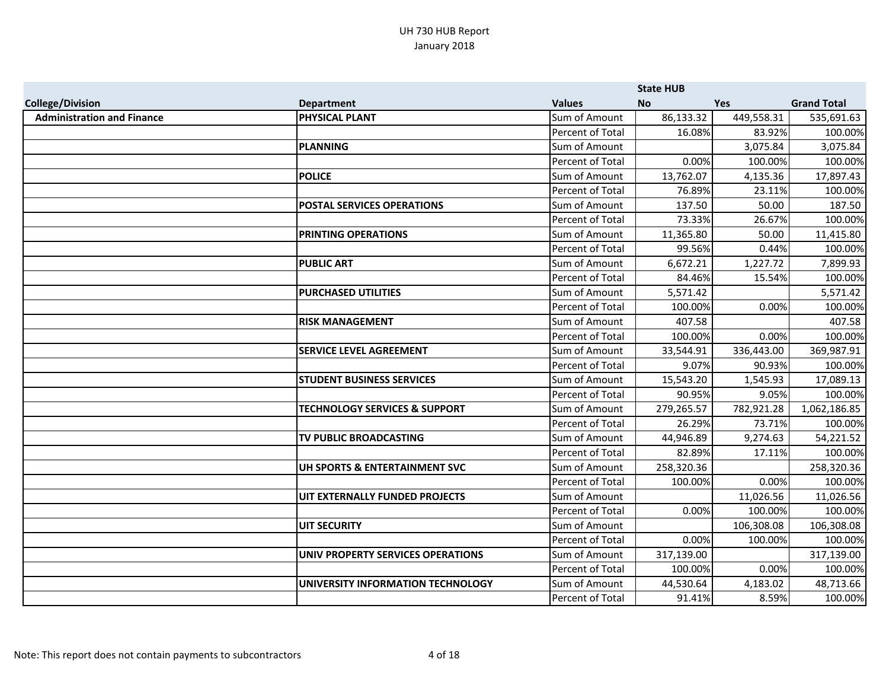UH 730 HUB Report
January 2018

| College/Division | Department | Values | State HUB No | Yes | Grand Total |
|---|---|---|---|---|---|
| **Administration and Finance** | **PHYSICAL PLANT** | Sum of Amount | 86,133.32 | 449,558.31 | 535,691.63 |
| | | Percent of Total | 16.08% | 83.92% | 100.00% |
| | **PLANNING** | Sum of Amount | | 3,075.84 | 3,075.84 |
| | | Percent of Total | 0.00% | 100.00% | 100.00% |
| | **POLICE** | Sum of Amount | 13,762.07 | 4,135.36 | 17,897.43 |
| | | Percent of Total | 76.89% | 23.11% | 100.00% |
| | **POSTAL SERVICES OPERATIONS** | Sum of Amount | 137.50 | 50.00 | 187.50 |
| | | Percent of Total | 73.33% | 26.67% | 100.00% |
| | **PRINTING OPERATIONS** | Sum of Amount | 11,365.80 | 50.00 | 11,415.80 |
| | | Percent of Total | 99.56% | 0.44% | 100.00% |
| | **PUBLIC ART** | Sum of Amount | 6,672.21 | 1,227.72 | 7,899.93 |
| | | Percent of Total | 84.46% | 15.54% | 100.00% |
| | **PURCHASED UTILITIES** | Sum of Amount | 5,571.42 | | 5,571.42 |
| | | Percent of Total | 100.00% | 0.00% | 100.00% |
| | **RISK MANAGEMENT** | Sum of Amount | 407.58 | | 407.58 |
| | | Percent of Total | 100.00% | 0.00% | 100.00% |
| | **SERVICE LEVEL AGREEMENT** | Sum of Amount | 33,544.91 | 336,443.00 | 369,987.91 |
| | | Percent of Total | 9.07% | 90.93% | 100.00% |
| | **STUDENT BUSINESS SERVICES** | Sum of Amount | 15,543.20 | 1,545.93 | 17,089.13 |
| | | Percent of Total | 90.95% | 9.05% | 100.00% |
| | **TECHNOLOGY SERVICES & SUPPORT** | Sum of Amount | 279,265.57 | 782,921.28 | 1,062,186.85 |
| | | Percent of Total | 26.29% | 73.71% | 100.00% |
| | **TV PUBLIC BROADCASTING** | Sum of Amount | 44,946.89 | 9,274.63 | 54,221.52 |
| | | Percent of Total | 82.89% | 17.11% | 100.00% |
| | **UH SPORTS & ENTERTAINMENT SVC** | Sum of Amount | 258,320.36 | | 258,320.36 |
| | | Percent of Total | 100.00% | 0.00% | 100.00% |
| | **UIT EXTERNALLY FUNDED PROJECTS** | Sum of Amount | | 11,026.56 | 11,026.56 |
| | | Percent of Total | 0.00% | 100.00% | 100.00% |
| | **UIT SECURITY** | Sum of Amount | | 106,308.08 | 106,308.08 |
| | | Percent of Total | 0.00% | 100.00% | 100.00% |
| | **UNIV PROPERTY SERVICES OPERATIONS** | Sum of Amount | 317,139.00 | | 317,139.00 |
| | | Percent of Total | 100.00% | 0.00% | 100.00% |
| | **UNIVERSITY INFORMATION TECHNOLOGY** | Sum of Amount | 44,530.64 | 4,183.02 | 48,713.66 |
| | | Percent of Total | 91.41% | 8.59% | 100.00% |

Note: This report does not contain payments to subcontractors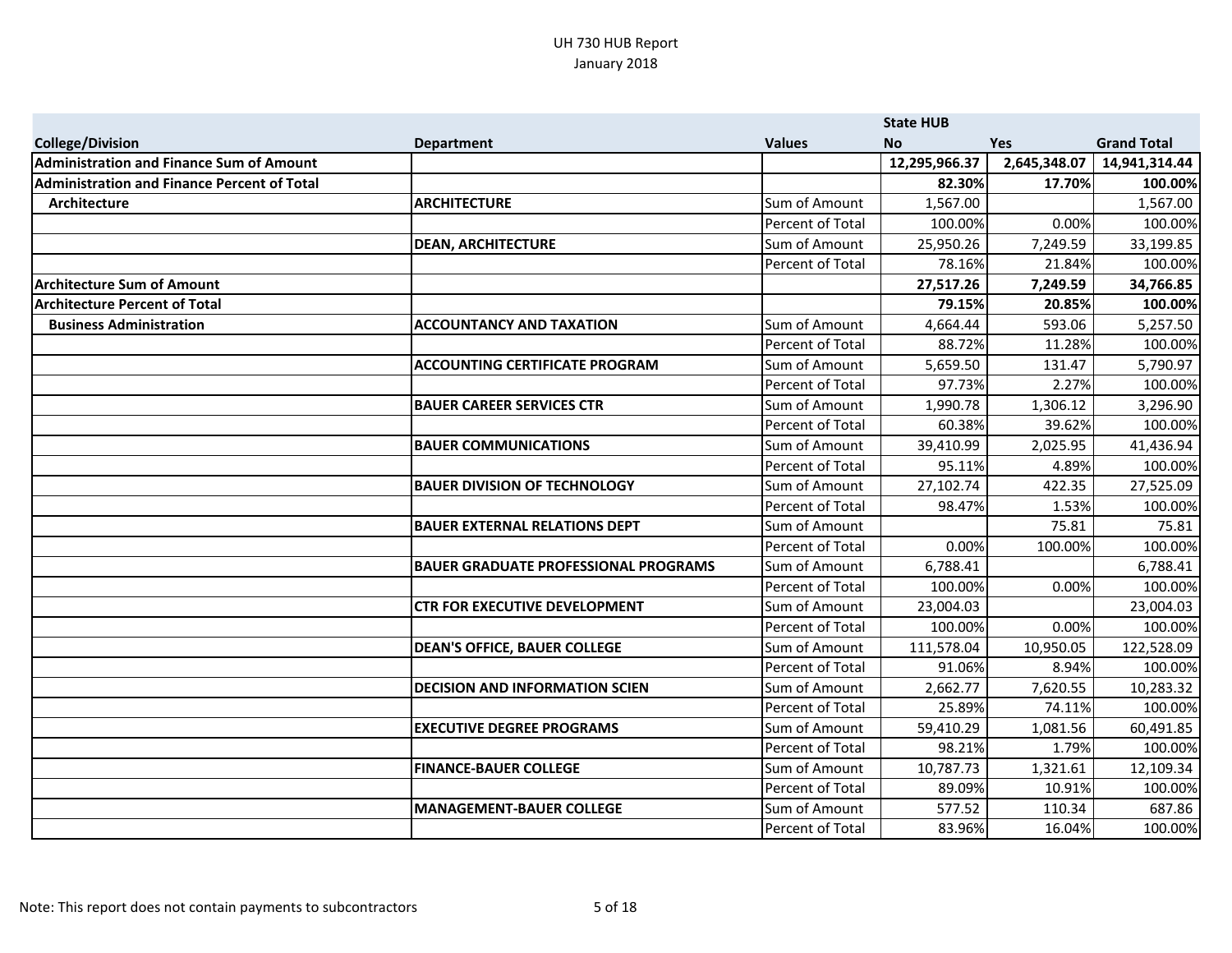UH 730 HUB Report
January 2018

| College/Division | Department | Values | State HUB No | Yes | Grand Total |
|---|---|---|---|---|---|
| **Administration and Finance Sum of Amount** | | | **12,295,966.37** | **2,645,348.07** | **14,941,314.44** |
| **Administration and Finance Percent of Total** | | | **82.30%** | **17.70%** | **100.00%** |
| **Architecture** | **ARCHITECTURE** | Sum of Amount | 1,567.00 | | 1,567.00 |
| | | Percent of Total | 100.00% | 0.00% | 100.00% |
| | **DEAN, ARCHITECTURE** | Sum of Amount | 25,950.26 | 7,249.59 | 33,199.85 |
| | | Percent of Total | 78.16% | 21.84% | 100.00% |
| **Architecture Sum of Amount** | | | **27,517.26** | **7,249.59** | **34,766.85** |
| **Architecture Percent of Total** | | | **79.15%** | **20.85%** | **100.00%** |
| **Business Administration** | **ACCOUNTANCY AND TAXATION** | Sum of Amount | 4,664.44 | 593.06 | 5,257.50 |
| | | Percent of Total | 88.72% | 11.28% | 100.00% |
| | **ACCOUNTING CERTIFICATE PROGRAM** | Sum of Amount | 5,659.50 | 131.47 | 5,790.97 |
| | | Percent of Total | 97.73% | 2.27% | 100.00% |
| | **BAUER CAREER SERVICES CTR** | Sum of Amount | 1,990.78 | 1,306.12 | 3,296.90 |
| | | Percent of Total | 60.38% | 39.62% | 100.00% |
| | **BAUER COMMUNICATIONS** | Sum of Amount | 39,410.99 | 2,025.95 | 41,436.94 |
| | | Percent of Total | 95.11% | 4.89% | 100.00% |
| | **BAUER DIVISION OF TECHNOLOGY** | Sum of Amount | 27,102.74 | 422.35 | 27,525.09 |
| | | Percent of Total | 98.47% | 1.53% | 100.00% |
| | **BAUER EXTERNAL RELATIONS DEPT** | Sum of Amount | | 75.81 | 75.81 |
| | | Percent of Total | 0.00% | 100.00% | 100.00% |
| | **BAUER GRADUATE PROFESSIONAL PROGRAMS** | Sum of Amount | 6,788.41 | | 6,788.41 |
| | | Percent of Total | 100.00% | 0.00% | 100.00% |
| | **CTR FOR EXECUTIVE DEVELOPMENT** | Sum of Amount | 23,004.03 | | 23,004.03 |
| | | Percent of Total | 100.00% | 0.00% | 100.00% |
| | **DEAN'S OFFICE, BAUER COLLEGE** | Sum of Amount | 111,578.04 | 10,950.05 | 122,528.09 |
| | | Percent of Total | 91.06% | 8.94% | 100.00% |
| | **DECISION AND INFORMATION SCIEN** | Sum of Amount | 2,662.77 | 7,620.55 | 10,283.32 |
| | | Percent of Total | 25.89% | 74.11% | 100.00% |
| | **EXECUTIVE DEGREE PROGRAMS** | Sum of Amount | 59,410.29 | 1,081.56 | 60,491.85 |
| | | Percent of Total | 98.21% | 1.79% | 100.00% |
| | **FINANCE-BAUER COLLEGE** | Sum of Amount | 10,787.73 | 1,321.61 | 12,109.34 |
| | | Percent of Total | 89.09% | 10.91% | 100.00% |
| | **MANAGEMENT-BAUER COLLEGE** | Sum of Amount | 577.52 | 110.34 | 687.86 |
| | | Percent of Total | 83.96% | 16.04% | 100.00% |

Note: This report does not contain payments to subcontractors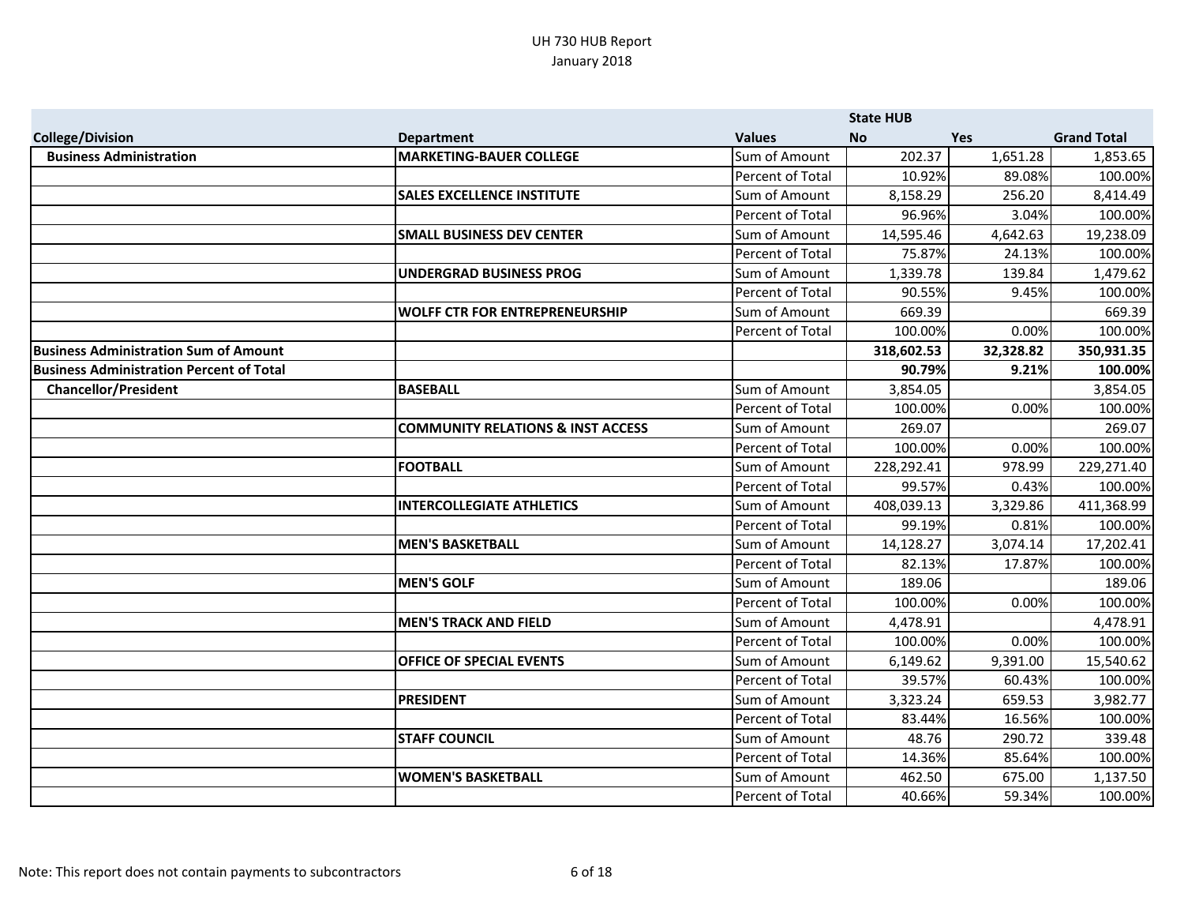UH 730 HUB Report
January 2018

| College/Division | Department | Values | State HUB No | Yes | Grand Total |
|---|---|---|---|---|---|
| **Business Administration** | **MARKETING-BAUER COLLEGE** | Sum of Amount | 202.37 | 1,651.28 | 1,853.65 |
| | | Percent of Total | 10.92% | 89.08% | 100.00% |
| | **SALES EXCELLENCE INSTITUTE** | Sum of Amount | 8,158.29 | 256.20 | 8,414.49 |
| | | Percent of Total | 96.96% | 3.04% | 100.00% |
| | **SMALL BUSINESS DEV CENTER** | Sum of Amount | 14,595.46 | 4,642.63 | 19,238.09 |
| | | Percent of Total | 75.87% | 24.13% | 100.00% |
| | **UNDERGRAD BUSINESS PROG** | Sum of Amount | 1,339.78 | 139.84 | 1,479.62 |
| | | Percent of Total | 90.55% | 9.45% | 100.00% |
| | **WOLFF CTR FOR ENTREPRENEURSHIP** | Sum of Amount | 669.39 | | 669.39 |
| | | Percent of Total | 100.00% | 0.00% | 100.00% |
| **Business Administration Sum of Amount** | | | **318,602.53** | **32,328.82** | **350,931.35** |
| **Business Administration Percent of Total** | | | **90.79%** | **9.21%** | **100.00%** |
| **Chancellor/President** | **BASEBALL** | Sum of Amount | 3,854.05 | | 3,854.05 |
| | | Percent of Total | 100.00% | 0.00% | 100.00% |
| | **COMMUNITY RELATIONS & INST ACCESS** | Sum of Amount | 269.07 | | 269.07 |
| | | Percent of Total | 100.00% | 0.00% | 100.00% |
| | **FOOTBALL** | Sum of Amount | 228,292.41 | 978.99 | 229,271.40 |
| | | Percent of Total | 99.57% | 0.43% | 100.00% |
| | **INTERCOLLEGIATE ATHLETICS** | Sum of Amount | 408,039.13 | 3,329.86 | 411,368.99 |
| | | Percent of Total | 99.19% | 0.81% | 100.00% |
| | **MEN'S BASKETBALL** | Sum of Amount | 14,128.27 | 3,074.14 | 17,202.41 |
| | | Percent of Total | 82.13% | 17.87% | 100.00% |
| | **MEN'S GOLF** | Sum of Amount | 189.06 | | 189.06 |
| | | Percent of Total | 100.00% | 0.00% | 100.00% |
| | **MEN'S TRACK AND FIELD** | Sum of Amount | 4,478.91 | | 4,478.91 |
| | | Percent of Total | 100.00% | 0.00% | 100.00% |
| | **OFFICE OF SPECIAL EVENTS** | Sum of Amount | 6,149.62 | 9,391.00 | 15,540.62 |
| | | Percent of Total | 39.57% | 60.43% | 100.00% |
| | **PRESIDENT** | Sum of Amount | 3,323.24 | 659.53 | 3,982.77 |
| | | Percent of Total | 83.44% | 16.56% | 100.00% |
| | **STAFF COUNCIL** | Sum of Amount | 48.76 | 290.72 | 339.48 |
| | | Percent of Total | 14.36% | 85.64% | 100.00% |
| | **WOMEN'S BASKETBALL** | Sum of Amount | 462.50 | 675.00 | 1,137.50 |
| | | Percent of Total | 40.66% | 59.34% | 100.00% |

Note: This report does not contain payments to subcontractors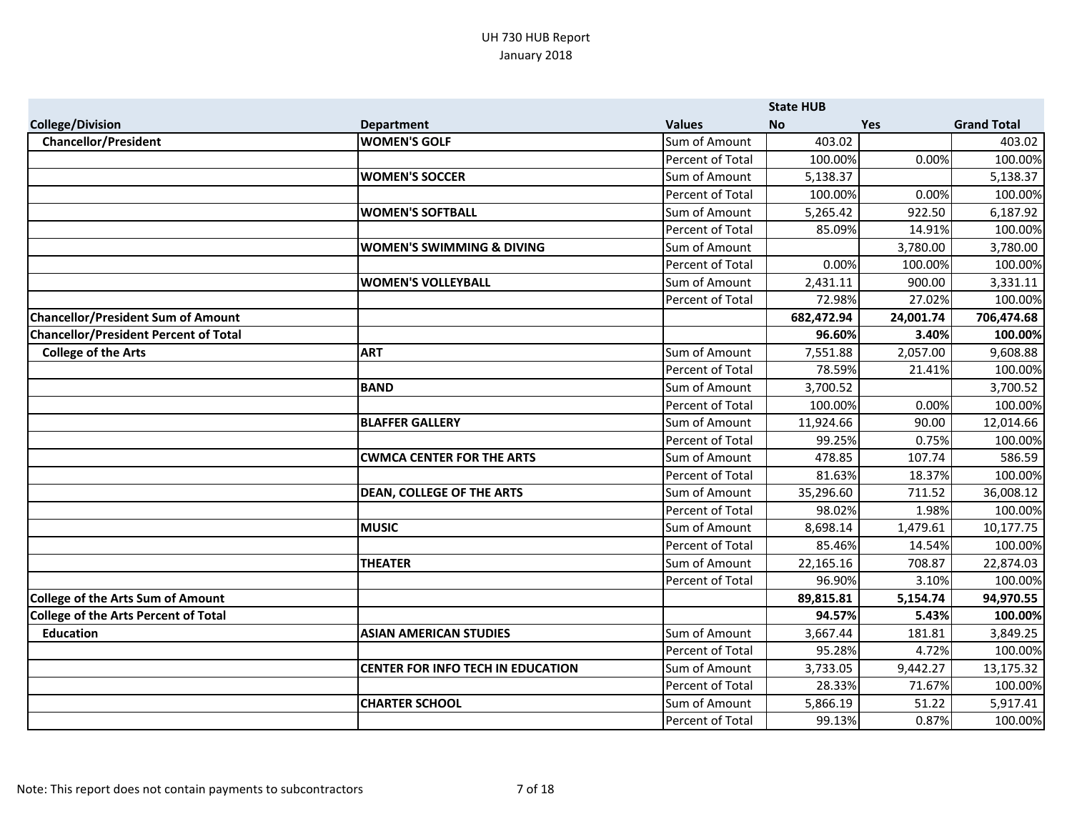UH 730 HUB Report
January 2018

| College/Division | Department | Values | State HUB No | Yes | Grand Total |
|---|---|---|---|---|---|
| **Chancellor/President** | **WOMEN'S GOLF** | Sum of Amount | 403.02 | | 403.02 |
| | | Percent of Total | 100.00% | 0.00% | 100.00% |
| | **WOMEN'S SOCCER** | Sum of Amount | 5,138.37 | | 5,138.37 |
| | | Percent of Total | 100.00% | 0.00% | 100.00% |
| | **WOMEN'S SOFTBALL** | Sum of Amount | 5,265.42 | 922.50 | 6,187.92 |
| | | Percent of Total | 85.09% | 14.91% | 100.00% |
| | **WOMEN'S SWIMMING & DIVING** | Sum of Amount | | 3,780.00 | 3,780.00 |
| | | Percent of Total | 0.00% | 100.00% | 100.00% |
| | **WOMEN'S VOLLEYBALL** | Sum of Amount | 2,431.11 | 900.00 | 3,331.11 |
| | | Percent of Total | 72.98% | 27.02% | 100.00% |
| **Chancellor/President Sum of Amount** | | | **682,472.94** | **24,001.74** | **706,474.68** |
| **Chancellor/President Percent of Total** | | | **96.60%** | **3.40%** | **100.00%** |
| **College of the Arts** | **ART** | Sum of Amount | 7,551.88 | 2,057.00 | 9,608.88 |
| | | Percent of Total | 78.59% | 21.41% | 100.00% |
| | **BAND** | Sum of Amount | 3,700.52 | | 3,700.52 |
| | | Percent of Total | 100.00% | 0.00% | 100.00% |
| | **BLAFFER GALLERY** | Sum of Amount | 11,924.66 | 90.00 | 12,014.66 |
| | | Percent of Total | 99.25% | 0.75% | 100.00% |
| | **CWMCA CENTER FOR THE ARTS** | Sum of Amount | 478.85 | 107.74 | 586.59 |
| | | Percent of Total | 81.63% | 18.37% | 100.00% |
| | **DEAN, COLLEGE OF THE ARTS** | Sum of Amount | 35,296.60 | 711.52 | 36,008.12 |
| | | Percent of Total | 98.02% | 1.98% | 100.00% |
| | **MUSIC** | Sum of Amount | 8,698.14 | 1,479.61 | 10,177.75 |
| | | Percent of Total | 85.46% | 14.54% | 100.00% |
| | **THEATER** | Sum of Amount | 22,165.16 | 708.87 | 22,874.03 |
| | | Percent of Total | 96.90% | 3.10% | 100.00% |
| **College of the Arts Sum of Amount** | | | **89,815.81** | **5,154.74** | **94,970.55** |
| **College of the Arts Percent of Total** | | | **94.57%** | **5.43%** | **100.00%** |
| **Education** | **ASIAN AMERICAN STUDIES** | Sum of Amount | 3,667.44 | 181.81 | 3,849.25 |
| | | Percent of Total | 95.28% | 4.72% | 100.00% |
| | **CENTER FOR INFO TECH IN EDUCATION** | Sum of Amount | 3,733.05 | 9,442.27 | 13,175.32 |
| | | Percent of Total | 28.33% | 71.67% | 100.00% |
| | **CHARTER SCHOOL** | Sum of Amount | 5,866.19 | 51.22 | 5,917.41 |
| | | Percent of Total | 99.13% | 0.87% | 100.00% |

Note: This report does not contain payments to subcontractors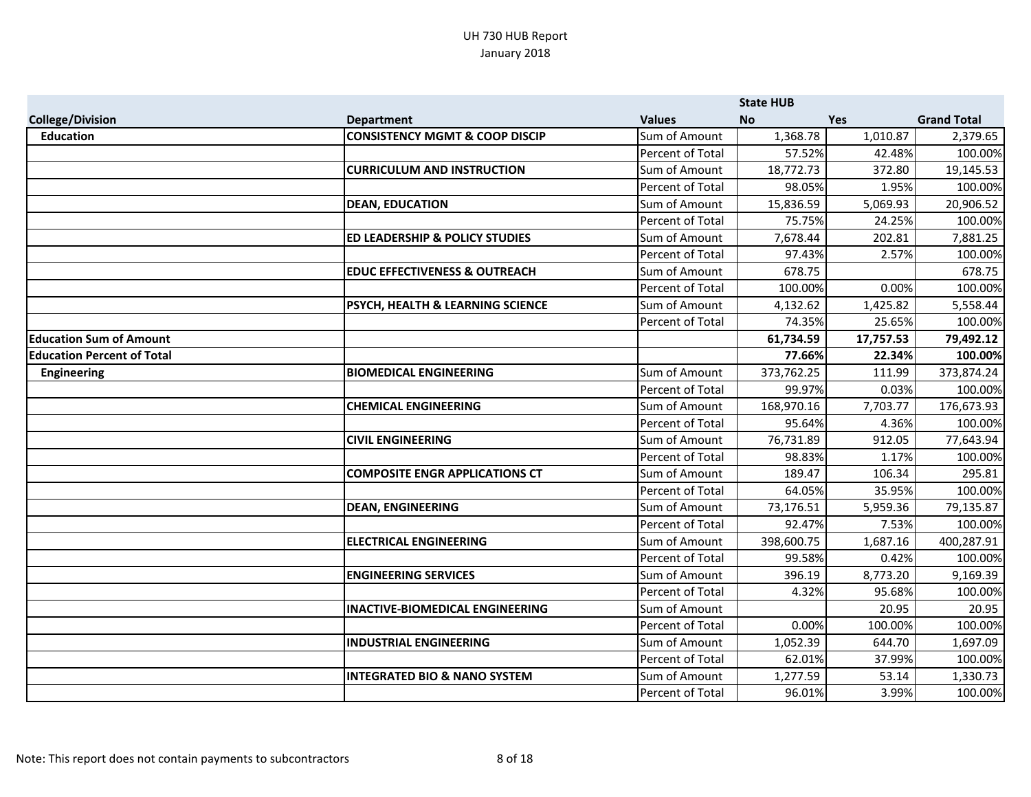# UH 730 HUB Report
January 2018

| College/Division | Department | Values | State HUB No | State HUB Yes | Grand Total |
|---|---|---|---|---|---|
| **Education** | **CONSISTENCY MGMT & COOP DISCIP** | Sum of Amount | 1,368.78 | 1,010.87 | 2,379.65 |
| | | Percent of Total | 57.52% | 42.48% | 100.00% |
| | **CURRICULUM AND INSTRUCTION** | Sum of Amount | 18,772.73 | 372.80 | 19,145.53 |
| | | Percent of Total | 98.05% | 1.95% | 100.00% |
| | **DEAN, EDUCATION** | Sum of Amount | 15,836.59 | 5,069.93 | 20,906.52 |
| | | Percent of Total | 75.75% | 24.25% | 100.00% |
| | **ED LEADERSHIP & POLICY STUDIES** | Sum of Amount | 7,678.44 | 202.81 | 7,881.25 |
| | | Percent of Total | 97.43% | 2.57% | 100.00% |
| | **EDUC EFFECTIVENESS & OUTREACH** | Sum of Amount | 678.75 | | 678.75 |
| | | Percent of Total | 100.00% | 0.00% | 100.00% |
| | **PSYCH, HEALTH & LEARNING SCIENCE** | Sum of Amount | 4,132.62 | 1,425.82 | 5,558.44 |
| | | Percent of Total | 74.35% | 25.65% | 100.00% |
| **Education Sum of Amount** | | | **61,734.59** | **17,757.53** | **79,492.12** |
| **Education Percent of Total** | | | **77.66%** | **22.34%** | **100.00%** |
| **Engineering** | **BIOMEDICAL ENGINEERING** | Sum of Amount | 373,762.25 | 111.99 | 373,874.24 |
| | | Percent of Total | 99.97% | 0.03% | 100.00% |
| | **CHEMICAL ENGINEERING** | Sum of Amount | 168,970.16 | 7,703.77 | 176,673.93 |
| | | Percent of Total | 95.64% | 4.36% | 100.00% |
| | **CIVIL ENGINEERING** | Sum of Amount | 76,731.89 | 912.05 | 77,643.94 |
| | | Percent of Total | 98.83% | 1.17% | 100.00% |
| | **COMPOSITE ENGR APPLICATIONS CT** | Sum of Amount | 189.47 | 106.34 | 295.81 |
| | | Percent of Total | 64.05% | 35.95% | 100.00% |
| | **DEAN, ENGINEERING** | Sum of Amount | 73,176.51 | 5,959.36 | 79,135.87 |
| | | Percent of Total | 92.47% | 7.53% | 100.00% |
| | **ELECTRICAL ENGINEERING** | Sum of Amount | 398,600.75 | 1,687.16 | 400,287.91 |
| | | Percent of Total | 99.58% | 0.42% | 100.00% |
| | **ENGINEERING SERVICES** | Sum of Amount | 396.19 | 8,773.20 | 9,169.39 |
| | | Percent of Total | 4.32% | 95.68% | 100.00% |
| | **INACTIVE-BIOMEDICAL ENGINEERING** | Sum of Amount | | 20.95 | 20.95 |
| | | Percent of Total | 0.00% | 100.00% | 100.00% |
| | **INDUSTRIAL ENGINEERING** | Sum of Amount | 1,052.39 | 644.70 | 1,697.09 |
| | | Percent of Total | 62.01% | 37.99% | 100.00% |
| | **INTEGRATED BIO & NANO SYSTEM** | Sum of Amount | 1,277.59 | 53.14 | 1,330.73 |
| | | Percent of Total | 96.01% | 3.99% | 100.00% |

Note: This report does not contain payments to subcontractors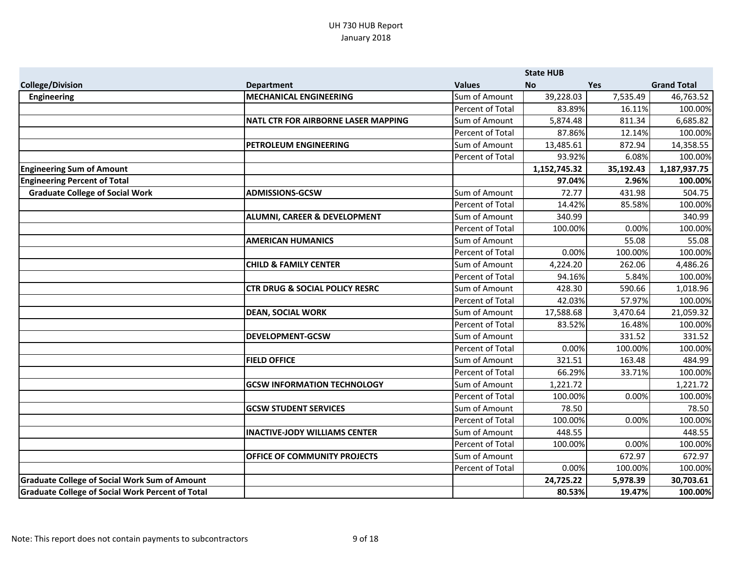# UH 730 HUB Report
January 2018

| College/Division | Department | Values | State HUB No | Yes | Grand Total |
|---|---|---|---|---|---|
| Engineering | MECHANICAL ENGINEERING | Sum of Amount | 39,228.03 | 7,535.49 | 46,763.52 |
| | | Percent of Total | 83.89% | 16.11% | 100.00% |
| | NATL CTR FOR AIRBORNE LASER MAPPING | Sum of Amount | 5,874.48 | 811.34 | 6,685.82 |
| | | Percent of Total | 87.86% | 12.14% | 100.00% |
| | PETROLEUM ENGINEERING | Sum of Amount | 13,485.61 | 872.94 | 14,358.55 |
| | | Percent of Total | 93.92% | 6.08% | 100.00% |
| **Engineering Sum of Amount** | | | **1,152,745.32** | **35,192.43** | **1,187,937.75** |
| **Engineering Percent of Total** | | | **97.04%** | **2.96%** | **100.00%** |
| Graduate College of Social Work | ADMISSIONS-GCSW | Sum of Amount | 72.77 | 431.98 | 504.75 |
| | | Percent of Total | 14.42% | 85.58% | 100.00% |
| | ALUMNI, CAREER & DEVELOPMENT | Sum of Amount | 340.99 | | 340.99 |
| | | Percent of Total | 100.00% | 0.00% | 100.00% |
| | AMERICAN HUMANICS | Sum of Amount | | 55.08 | 55.08 |
| | | Percent of Total | 0.00% | 100.00% | 100.00% |
| | CHILD & FAMILY CENTER | Sum of Amount | 4,224.20 | 262.06 | 4,486.26 |
| | | Percent of Total | 94.16% | 5.84% | 100.00% |
| | CTR DRUG & SOCIAL POLICY RESRC | Sum of Amount | 428.30 | 590.66 | 1,018.96 |
| | | Percent of Total | 42.03% | 57.97% | 100.00% |
| | DEAN, SOCIAL WORK | Sum of Amount | 17,588.68 | 3,470.64 | 21,059.32 |
| | | Percent of Total | 83.52% | 16.48% | 100.00% |
| | DEVELOPMENT-GCSW | Sum of Amount | | 331.52 | 331.52 |
| | | Percent of Total | 0.00% | 100.00% | 100.00% |
| | FIELD OFFICE | Sum of Amount | 321.51 | 163.48 | 484.99 |
| | | Percent of Total | 66.29% | 33.71% | 100.00% |
| | GCSW INFORMATION TECHNOLOGY | Sum of Amount | 1,221.72 | | 1,221.72 |
| | | Percent of Total | 100.00% | 0.00% | 100.00% |
| | GCSW STUDENT SERVICES | Sum of Amount | 78.50 | | 78.50 |
| | | Percent of Total | 100.00% | 0.00% | 100.00% |
| | INACTIVE-JODY WILLIAMS CENTER | Sum of Amount | 448.55 | | 448.55 |
| | | Percent of Total | 100.00% | 0.00% | 100.00% |
| | OFFICE OF COMMUNITY PROJECTS | Sum of Amount | | 672.97 | 672.97 |
| | | Percent of Total | 0.00% | 100.00% | 100.00% |
| **Graduate College of Social Work Sum of Amount** | | | **24,725.22** | **5,978.39** | **30,703.61** |
| **Graduate College of Social Work Percent of Total** | | | **80.53%** | **19.47%** | **100.00%** |

Note: This report does not contain payments to subcontractors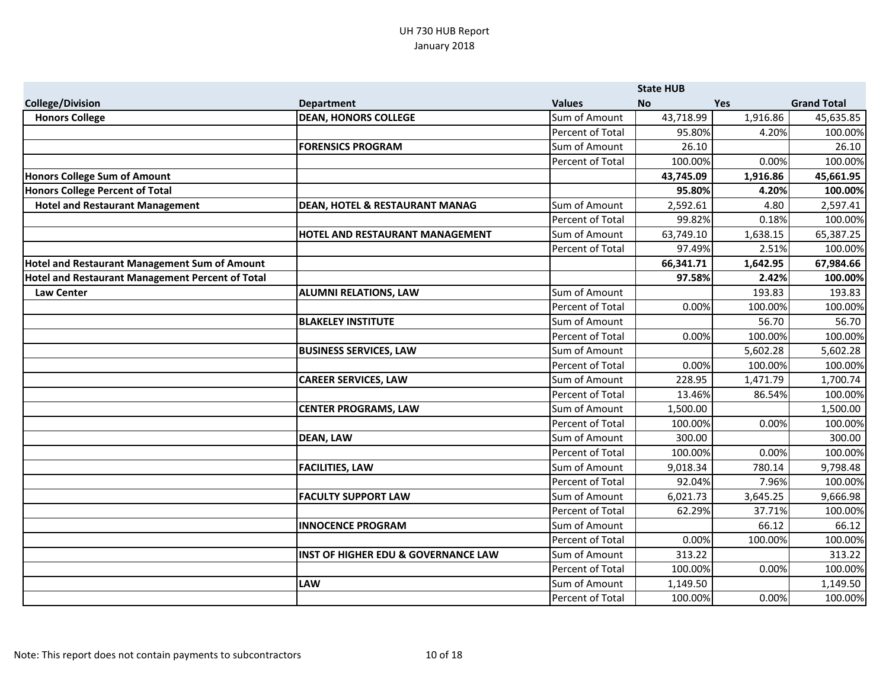UH 730 HUB Report
January 2018

| College/Division | Department | Values | State HUB No | Yes | Grand Total |
|---|---|---|---|---|---|
| Honors College | DEAN, HONORS COLLEGE | Sum of Amount | 43,718.99 | 1,916.86 | 45,635.85 |
| | | Percent of Total | 95.80% | 4.20% | 100.00% |
| | FORENSICS PROGRAM | Sum of Amount | 26.10 | | 26.10 |
| | | Percent of Total | 100.00% | 0.00% | 100.00% |
| **Honors College Sum of Amount** | | | **43,745.09** | **1,916.86** | **45,661.95** |
| **Honors College Percent of Total** | | | **95.80%** | **4.20%** | **100.00%** |
| Hotel and Restaurant Management | DEAN, HOTEL & RESTAURANT MANAG | Sum of Amount | 2,592.61 | 4.80 | 2,597.41 |
| | | Percent of Total | 99.82% | 0.18% | 100.00% |
| | HOTEL AND RESTAURANT MANAGEMENT | Sum of Amount | 63,749.10 | 1,638.15 | 65,387.25 |
| | | Percent of Total | 97.49% | 2.51% | 100.00% |
| **Hotel and Restaurant Management Sum of Amount** | | | **66,341.71** | **1,642.95** | **67,984.66** |
| **Hotel and Restaurant Management Percent of Total** | | | **97.58%** | **2.42%** | **100.00%** |
| Law Center | ALUMNI RELATIONS, LAW | Sum of Amount | | 193.83 | 193.83 |
| | | Percent of Total | 0.00% | 100.00% | 100.00% |
| | BLAKELEY INSTITUTE | Sum of Amount | | 56.70 | 56.70 |
| | | Percent of Total | 0.00% | 100.00% | 100.00% |
| | BUSINESS SERVICES, LAW | Sum of Amount | | 5,602.28 | 5,602.28 |
| | | Percent of Total | 0.00% | 100.00% | 100.00% |
| | CAREER SERVICES, LAW | Sum of Amount | 228.95 | 1,471.79 | 1,700.74 |
| | | Percent of Total | 13.46% | 86.54% | 100.00% |
| | CENTER PROGRAMS, LAW | Sum of Amount | 1,500.00 | | 1,500.00 |
| | | Percent of Total | 100.00% | 0.00% | 100.00% |
| | DEAN, LAW | Sum of Amount | 300.00 | | 300.00 |
| | | Percent of Total | 100.00% | 0.00% | 100.00% |
| | FACILITIES, LAW | Sum of Amount | 9,018.34 | 780.14 | 9,798.48 |
| | | Percent of Total | 92.04% | 7.96% | 100.00% |
| | FACULTY SUPPORT LAW | Sum of Amount | 6,021.73 | 3,645.25 | 9,666.98 |
| | | Percent of Total | 62.29% | 37.71% | 100.00% |
| | INNOCENCE PROGRAM | Sum of Amount | | 66.12 | 66.12 |
| | | Percent of Total | 0.00% | 100.00% | 100.00% |
| | INST OF HIGHER EDU & GOVERNANCE LAW | Sum of Amount | 313.22 | | 313.22 |
| | | Percent of Total | 100.00% | 0.00% | 100.00% |
| | LAW | Sum of Amount | 1,149.50 | | 1,149.50 |
| | | Percent of Total | 100.00% | 0.00% | 100.00% |

Note: This report does not contain payments to subcontractors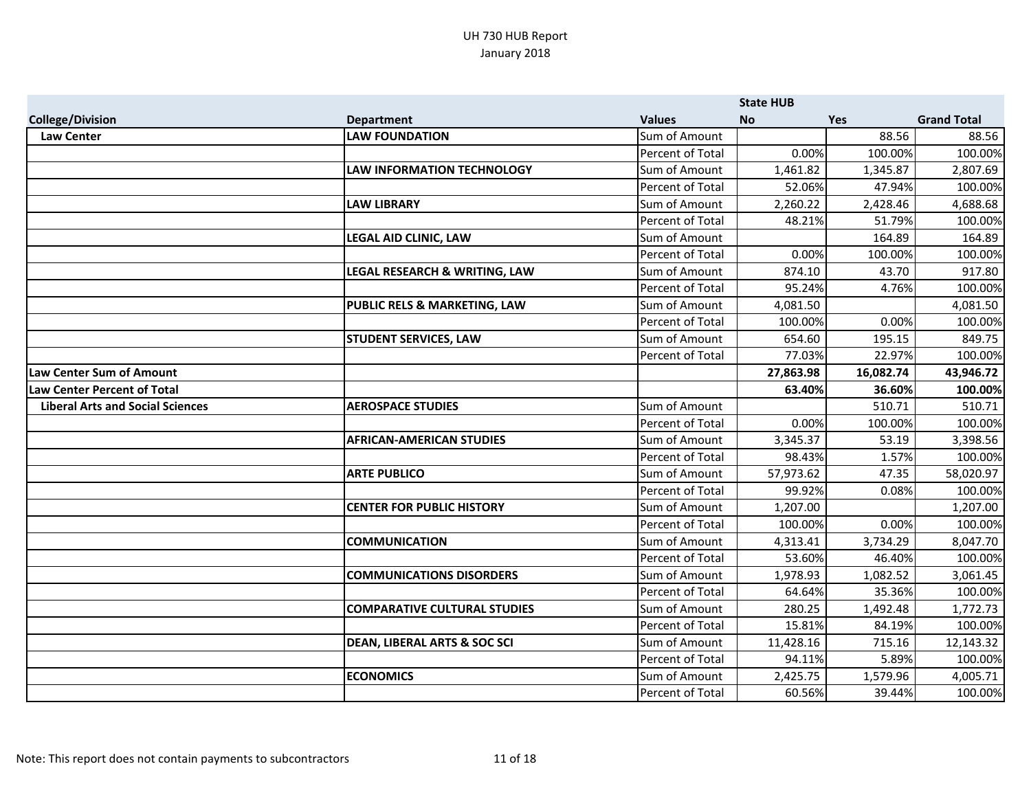UH 730 HUB Report
January 2018

| College/Division | Department | Values | State HUB No | Yes | Grand Total |
|---|---|---|---|---|---|
| Law Center | LAW FOUNDATION | Sum of Amount | | 88.56 | 88.56 |
| | | Percent of Total | 0.00% | 100.00% | 100.00% |
| | LAW INFORMATION TECHNOLOGY | Sum of Amount | 1,461.82 | 1,345.87 | 2,807.69 |
| | | Percent of Total | 52.06% | 47.94% | 100.00% |
| | LAW LIBRARY | Sum of Amount | 2,260.22 | 2,428.46 | 4,688.68 |
| | | Percent of Total | 48.21% | 51.79% | 100.00% |
| | LEGAL AID CLINIC, LAW | Sum of Amount | | 164.89 | 164.89 |
| | | Percent of Total | 0.00% | 100.00% | 100.00% |
| | LEGAL RESEARCH & WRITING, LAW | Sum of Amount | 874.10 | 43.70 | 917.80 |
| | | Percent of Total | 95.24% | 4.76% | 100.00% |
| | PUBLIC RELS & MARKETING, LAW | Sum of Amount | 4,081.50 | | 4,081.50 |
| | | Percent of Total | 100.00% | 0.00% | 100.00% |
| | STUDENT SERVICES, LAW | Sum of Amount | 654.60 | 195.15 | 849.75 |
| | | Percent of Total | 77.03% | 22.97% | 100.00% |
| **Law Center Sum of Amount** | | | **27,863.98** | **16,082.74** | **43,946.72** |
| **Law Center Percent of Total** | | | **63.40%** | **36.60%** | **100.00%** |
| Liberal Arts and Social Sciences | AEROSPACE STUDIES | Sum of Amount | | 510.71 | 510.71 |
| | | Percent of Total | 0.00% | 100.00% | 100.00% |
| | AFRICAN-AMERICAN STUDIES | Sum of Amount | 3,345.37 | 53.19 | 3,398.56 |
| | | Percent of Total | 98.43% | 1.57% | 100.00% |
| | ARTE PUBLICO | Sum of Amount | 57,973.62 | 47.35 | 58,020.97 |
| | | Percent of Total | 99.92% | 0.08% | 100.00% |
| | CENTER FOR PUBLIC HISTORY | Sum of Amount | 1,207.00 | | 1,207.00 |
| | | Percent of Total | 100.00% | 0.00% | 100.00% |
| | COMMUNICATION | Sum of Amount | 4,313.41 | 3,734.29 | 8,047.70 |
| | | Percent of Total | 53.60% | 46.40% | 100.00% |
| | COMMUNICATIONS DISORDERS | Sum of Amount | 1,978.93 | 1,082.52 | 3,061.45 |
| | | Percent of Total | 64.64% | 35.36% | 100.00% |
| | COMPARATIVE CULTURAL STUDIES | Sum of Amount | 280.25 | 1,492.48 | 1,772.73 |
| | | Percent of Total | 15.81% | 84.19% | 100.00% |
| | DEAN, LIBERAL ARTS & SOC SCI | Sum of Amount | 11,428.16 | 715.16 | 12,143.32 |
| | | Percent of Total | 94.11% | 5.89% | 100.00% |
| | ECONOMICS | Sum of Amount | 2,425.75 | 1,579.96 | 4,005.71 |
| | | Percent of Total | 60.56% | 39.44% | 100.00% |

Note: This report does not contain payments to subcontractors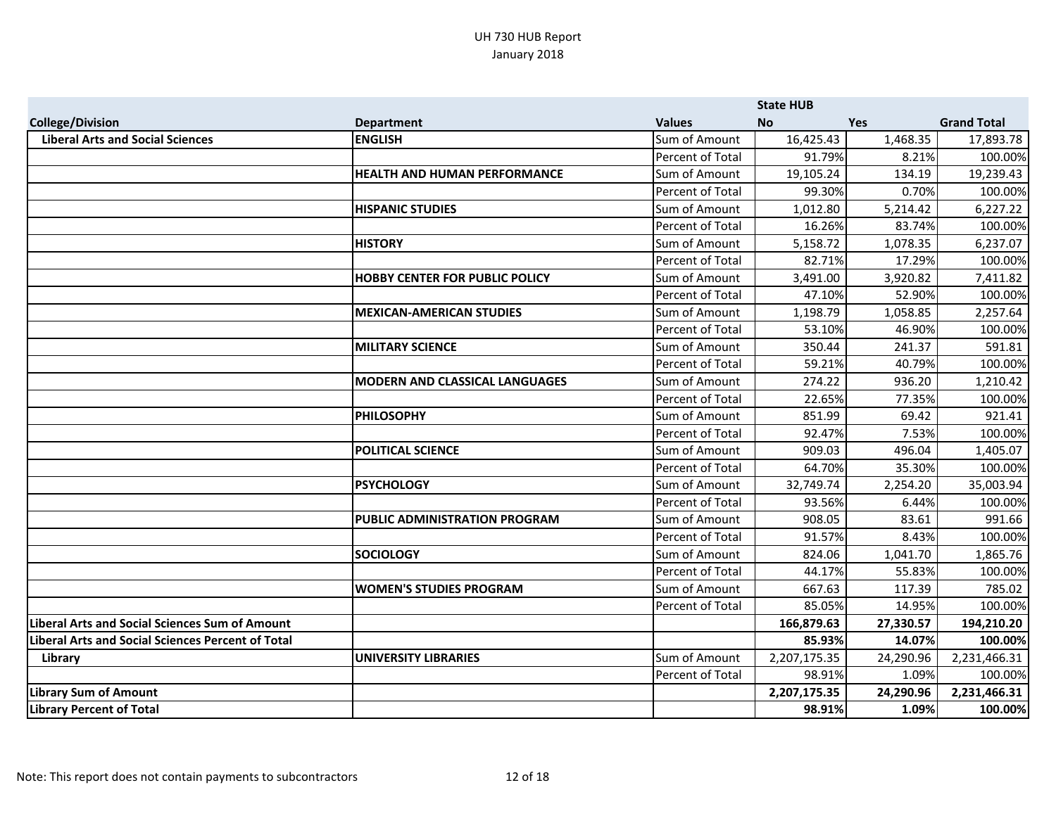UH 730 HUB Report
January 2018

| | | | State HUB | | |
|---|---|---|---|---|---|
| **College/Division** | **Department** | **Values** | **No** | **Yes** | **Grand Total** |
| **Liberal Arts and Social Sciences** | **ENGLISH** | Sum of Amount | 16,425.43 | 1,468.35 | 17,893.78 |
| | | Percent of Total | 91.79% | 8.21% | 100.00% |
| | **HEALTH AND HUMAN PERFORMANCE** | Sum of Amount | 19,105.24 | 134.19 | 19,239.43 |
| | | Percent of Total | 99.30% | 0.70% | 100.00% |
| | **HISPANIC STUDIES** | Sum of Amount | 1,012.80 | 5,214.42 | 6,227.22 |
| | | Percent of Total | 16.26% | 83.74% | 100.00% |
| | **HISTORY** | Sum of Amount | 5,158.72 | 1,078.35 | 6,237.07 |
| | | Percent of Total | 82.71% | 17.29% | 100.00% |
| | **HOBBY CENTER FOR PUBLIC POLICY** | Sum of Amount | 3,491.00 | 3,920.82 | 7,411.82 |
| | | Percent of Total | 47.10% | 52.90% | 100.00% |
| | **MEXICAN-AMERICAN STUDIES** | Sum of Amount | 1,198.79 | 1,058.85 | 2,257.64 |
| | | Percent of Total | 53.10% | 46.90% | 100.00% |
| | **MILITARY SCIENCE** | Sum of Amount | 350.44 | 241.37 | 591.81 |
| | | Percent of Total | 59.21% | 40.79% | 100.00% |
| | **MODERN AND CLASSICAL LANGUAGES** | Sum of Amount | 274.22 | 936.20 | 1,210.42 |
| | | Percent of Total | 22.65% | 77.35% | 100.00% |
| | **PHILOSOPHY** | Sum of Amount | 851.99 | 69.42 | 921.41 |
| | | Percent of Total | 92.47% | 7.53% | 100.00% |
| | **POLITICAL SCIENCE** | Sum of Amount | 909.03 | 496.04 | 1,405.07 |
| | | Percent of Total | 64.70% | 35.30% | 100.00% |
| | **PSYCHOLOGY** | Sum of Amount | 32,749.74 | 2,254.20 | 35,003.94 |
| | | Percent of Total | 93.56% | 6.44% | 100.00% |
| | **PUBLIC ADMINISTRATION PROGRAM** | Sum of Amount | 908.05 | 83.61 | 991.66 |
| | | Percent of Total | 91.57% | 8.43% | 100.00% |
| | **SOCIOLOGY** | Sum of Amount | 824.06 | 1,041.70 | 1,865.76 |
| | | Percent of Total | 44.17% | 55.83% | 100.00% |
| | **WOMEN'S STUDIES PROGRAM** | Sum of Amount | 667.63 | 117.39 | 785.02 |
| | | Percent of Total | 85.05% | 14.95% | 100.00% |
| **Liberal Arts and Social Sciences Sum of Amount** | | | **166,879.63** | **27,330.57** | **194,210.20** |
| **Liberal Arts and Social Sciences Percent of Total** | | | **85.93%** | **14.07%** | **100.00%** |
| **Library** | **UNIVERSITY LIBRARIES** | Sum of Amount | 2,207,175.35 | 24,290.96 | 2,231,466.31 |
| | | Percent of Total | 98.91% | 1.09% | 100.00% |
| **Library Sum of Amount** | | | **2,207,175.35** | **24,290.96** | **2,231,466.31** |
| **Library Percent of Total** | | | **98.91%** | **1.09%** | **100.00%** |

Note: This report does not contain payments to subcontractors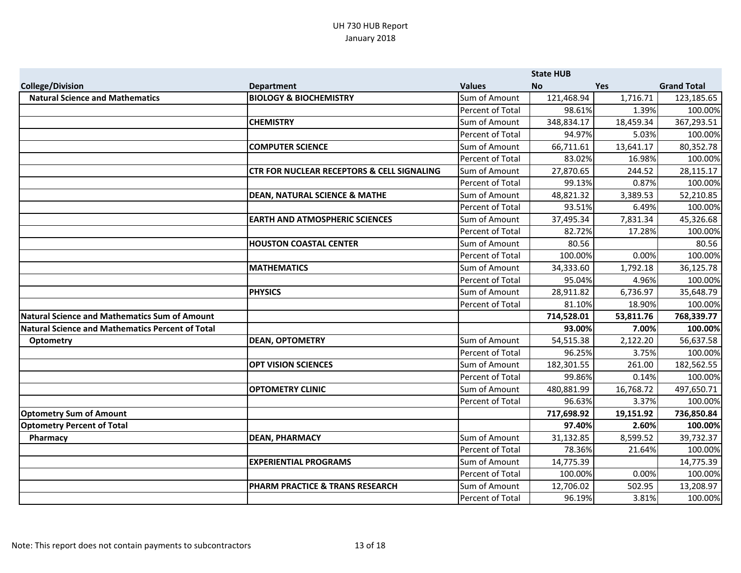# UH 730 HUB Report

January 2018

| College/Division | Department | Values | State HUB No | Yes | Grand Total |
|---|---|---|---|---|---|
| **Natural Science and Mathematics** | **BIOLOGY & BIOCHEMISTRY** | Sum of Amount | 121,468.94 | 1,716.71 | 123,185.65 |
| | | Percent of Total | 98.61% | 1.39% | 100.00% |
| | **CHEMISTRY** | Sum of Amount | 348,834.17 | 18,459.34 | 367,293.51 |
| | | Percent of Total | 94.97% | 5.03% | 100.00% |
| | **COMPUTER SCIENCE** | Sum of Amount | 66,711.61 | 13,641.17 | 80,352.78 |
| | | Percent of Total | 83.02% | 16.98% | 100.00% |
| | **CTR FOR NUCLEAR RECEPTORS & CELL SIGNALING** | Sum of Amount | 27,870.65 | 244.52 | 28,115.17 |
| | | Percent of Total | 99.13% | 0.87% | 100.00% |
| | **DEAN, NATURAL SCIENCE & MATHE** | Sum of Amount | 48,821.32 | 3,389.53 | 52,210.85 |
| | | Percent of Total | 93.51% | 6.49% | 100.00% |
| | **EARTH AND ATMOSPHERIC SCIENCES** | Sum of Amount | 37,495.34 | 7,831.34 | 45,326.68 |
| | | Percent of Total | 82.72% | 17.28% | 100.00% |
| | **HOUSTON COASTAL CENTER** | Sum of Amount | 80.56 | | 80.56 |
| | | Percent of Total | 100.00% | 0.00% | 100.00% |
| | **MATHEMATICS** | Sum of Amount | 34,333.60 | 1,792.18 | 36,125.78 |
| | | Percent of Total | 95.04% | 4.96% | 100.00% |
| | **PHYSICS** | Sum of Amount | 28,911.82 | 6,736.97 | 35,648.79 |
| | | Percent of Total | 81.10% | 18.90% | 100.00% |
| **Natural Science and Mathematics Sum of Amount** | | | **714,528.01** | **53,811.76** | **768,339.77** |
| **Natural Science and Mathematics Percent of Total** | | | **93.00%** | **7.00%** | **100.00%** |
| **Optometry** | **DEAN, OPTOMETRY** | Sum of Amount | 54,515.38 | 2,122.20 | 56,637.58 |
| | | Percent of Total | 96.25% | 3.75% | 100.00% |
| | **OPT VISION SCIENCES** | Sum of Amount | 182,301.55 | 261.00 | 182,562.55 |
| | | Percent of Total | 99.86% | 0.14% | 100.00% |
| | **OPTOMETRY CLINIC** | Sum of Amount | 480,881.99 | 16,768.72 | 497,650.71 |
| | | Percent of Total | 96.63% | 3.37% | 100.00% |
| **Optometry Sum of Amount** | | | **717,698.92** | **19,151.92** | **736,850.84** |
| **Optometry Percent of Total** | | | **97.40%** | **2.60%** | **100.00%** |
| **Pharmacy** | **DEAN, PHARMACY** | Sum of Amount | 31,132.85 | 8,599.52 | 39,732.37 |
| | | Percent of Total | 78.36% | 21.64% | 100.00% |
| | **EXPERIENTIAL PROGRAMS** | Sum of Amount | 14,775.39 | | 14,775.39 |
| | | Percent of Total | 100.00% | 0.00% | 100.00% |
| | **PHARM PRACTICE & TRANS RESEARCH** | Sum of Amount | 12,706.02 | 502.95 | 13,208.97 |
| | | Percent of Total | 96.19% | 3.81% | 100.00% |

Note: This report does not contain payments to subcontractors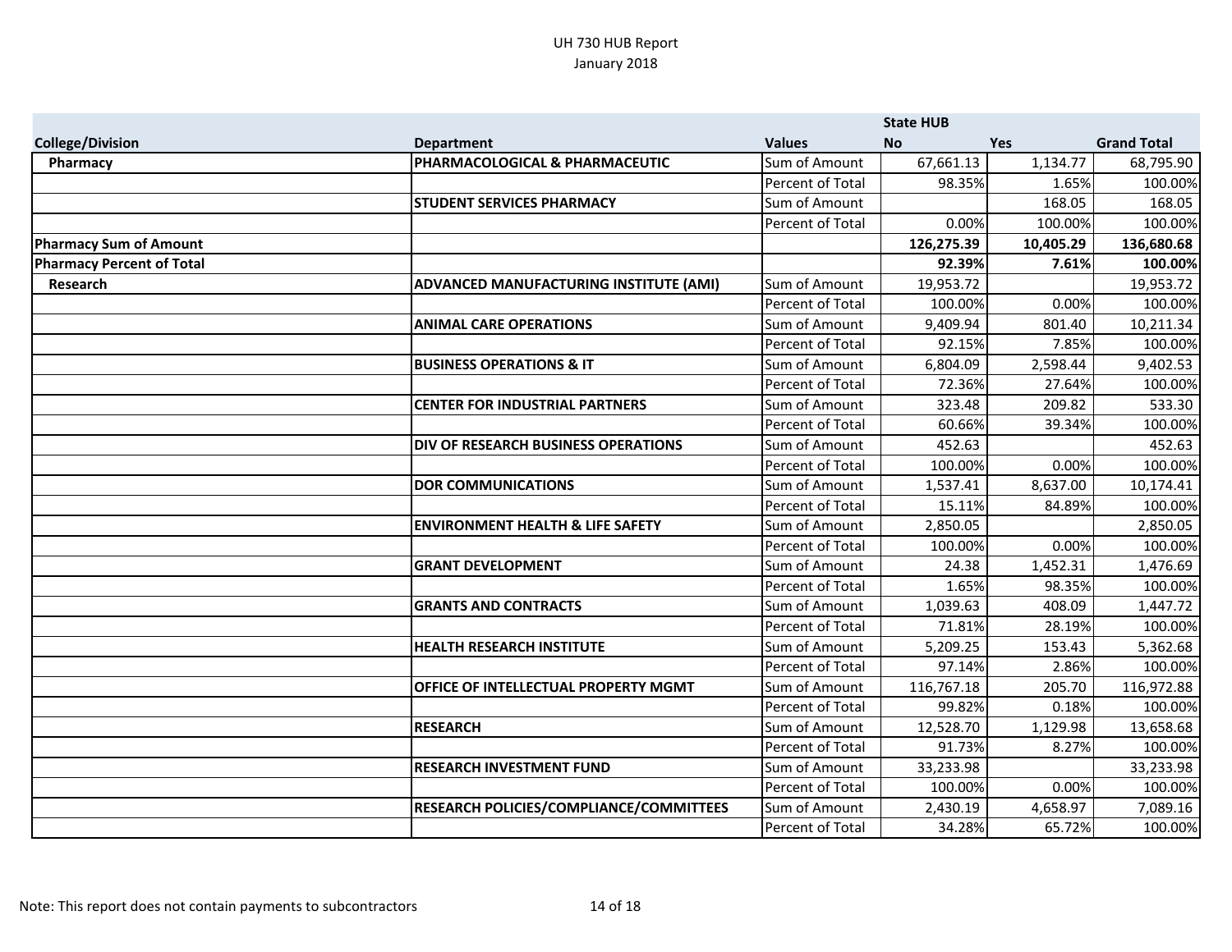UH 730 HUB Report
January 2018

| | | | State HUB | | |
|---|---|---|---|---|---|
| College/Division | Department | Values | No | Yes | Grand Total |
| Pharmacy | PHARMACOLOGICAL & PHARMACEUTIC | Sum of Amount | 67,661.13 | 1,134.77 | 68,795.90 |
| | | Percent of Total | 98.35% | 1.65% | 100.00% |
| | STUDENT SERVICES PHARMACY | Sum of Amount | | 168.05 | 168.05 |
| | | Percent of Total | 0.00% | 100.00% | 100.00% |
| **Pharmacy Sum of Amount** | | | **126,275.39** | **10,405.29** | **136,680.68** |
| **Pharmacy Percent of Total** | | | **92.39%** | **7.61%** | **100.00%** |
| Research | ADVANCED MANUFACTURING INSTITUTE (AMI) | Sum of Amount | 19,953.72 | | 19,953.72 |
| | | Percent of Total | 100.00% | 0.00% | 100.00% |
| | ANIMAL CARE OPERATIONS | Sum of Amount | 9,409.94 | 801.40 | 10,211.34 |
| | | Percent of Total | 92.15% | 7.85% | 100.00% |
| | BUSINESS OPERATIONS & IT | Sum of Amount | 6,804.09 | 2,598.44 | 9,402.53 |
| | | Percent of Total | 72.36% | 27.64% | 100.00% |
| | CENTER FOR INDUSTRIAL PARTNERS | Sum of Amount | 323.48 | 209.82 | 533.30 |
| | | Percent of Total | 60.66% | 39.34% | 100.00% |
| | DIV OF RESEARCH BUSINESS OPERATIONS | Sum of Amount | 452.63 | | 452.63 |
| | | Percent of Total | 100.00% | 0.00% | 100.00% |
| | DOR COMMUNICATIONS | Sum of Amount | 1,537.41 | 8,637.00 | 10,174.41 |
| | | Percent of Total | 15.11% | 84.89% | 100.00% |
| | ENVIRONMENT HEALTH & LIFE SAFETY | Sum of Amount | 2,850.05 | | 2,850.05 |
| | | Percent of Total | 100.00% | 0.00% | 100.00% |
| | GRANT DEVELOPMENT | Sum of Amount | 24.38 | 1,452.31 | 1,476.69 |
| | | Percent of Total | 1.65% | 98.35% | 100.00% |
| | GRANTS AND CONTRACTS | Sum of Amount | 1,039.63 | 408.09 | 1,447.72 |
| | | Percent of Total | 71.81% | 28.19% | 100.00% |
| | HEALTH RESEARCH INSTITUTE | Sum of Amount | 5,209.25 | 153.43 | 5,362.68 |
| | | Percent of Total | 97.14% | 2.86% | 100.00% |
| | OFFICE OF INTELLECTUAL PROPERTY MGMT | Sum of Amount | 116,767.18 | 205.70 | 116,972.88 |
| | | Percent of Total | 99.82% | 0.18% | 100.00% |
| | RESEARCH | Sum of Amount | 12,528.70 | 1,129.98 | 13,658.68 |
| | | Percent of Total | 91.73% | 8.27% | 100.00% |
| | RESEARCH INVESTMENT FUND | Sum of Amount | 33,233.98 | | 33,233.98 |
| | | Percent of Total | 100.00% | 0.00% | 100.00% |
| | RESEARCH POLICIES/COMPLIANCE/COMMITTEES | Sum of Amount | 2,430.19 | 4,658.97 | 7,089.16 |
| | | Percent of Total | 34.28% | 65.72% | 100.00% |

Note: This report does not contain payments to subcontractors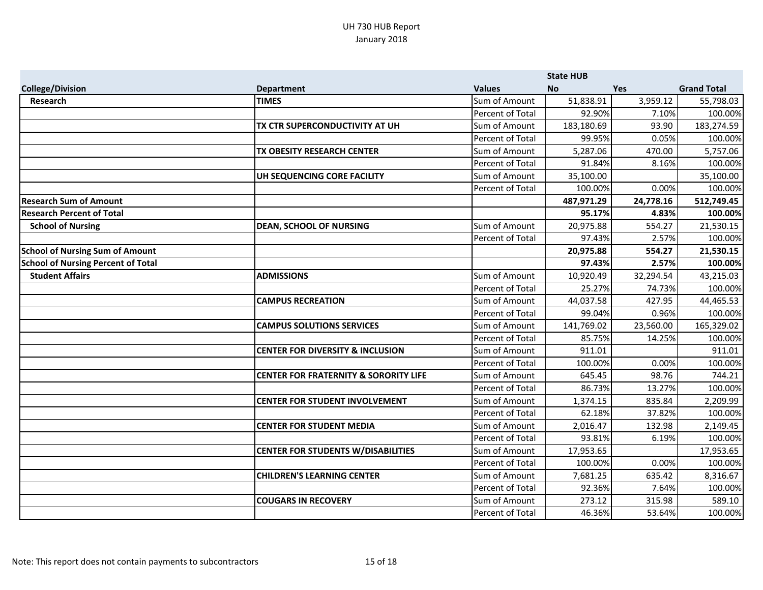# UH 730 HUB Report
January 2018

| College/Division | Department | Values | State HUB No | Yes | Grand Total |
|---|---|---|---|---|---|
| **Research** | **TIMES** | Sum of Amount | 51,838.91 | 3,959.12 | 55,798.03 |
| | | Percent of Total | 92.90% | 7.10% | 100.00% |
| | **TX CTR SUPERCONDUCTIVITY AT UH** | Sum of Amount | 183,180.69 | 93.90 | 183,274.59 |
| | | Percent of Total | 99.95% | 0.05% | 100.00% |
| | **TX OBESITY RESEARCH CENTER** | Sum of Amount | 5,287.06 | 470.00 | 5,757.06 |
| | | Percent of Total | 91.84% | 8.16% | 100.00% |
| | **UH SEQUENCING CORE FACILITY** | Sum of Amount | 35,100.00 | | 35,100.00 |
| | | Percent of Total | 100.00% | 0.00% | 100.00% |
| **Research Sum of Amount** | | | **487,971.29** | **24,778.16** | **512,749.45** |
| **Research Percent of Total** | | | **95.17%** | **4.83%** | **100.00%** |
| **School of Nursing** | **DEAN, SCHOOL OF NURSING** | Sum of Amount | 20,975.88 | 554.27 | 21,530.15 |
| | | Percent of Total | 97.43% | 2.57% | 100.00% |
| **School of Nursing Sum of Amount** | | | **20,975.88** | **554.27** | **21,530.15** |
| **School of Nursing Percent of Total** | | | **97.43%** | **2.57%** | **100.00%** |
| **Student Affairs** | **ADMISSIONS** | Sum of Amount | 10,920.49 | 32,294.54 | 43,215.03 |
| | | Percent of Total | 25.27% | 74.73% | 100.00% |
| | **CAMPUS RECREATION** | Sum of Amount | 44,037.58 | 427.95 | 44,465.53 |
| | | Percent of Total | 99.04% | 0.96% | 100.00% |
| | **CAMPUS SOLUTIONS SERVICES** | Sum of Amount | 141,769.02 | 23,560.00 | 165,329.02 |
| | | Percent of Total | 85.75% | 14.25% | 100.00% |
| | **CENTER FOR DIVERSITY & INCLUSION** | Sum of Amount | 911.01 | | 911.01 |
| | | Percent of Total | 100.00% | 0.00% | 100.00% |
| | **CENTER FOR FRATERNITY & SORORITY LIFE** | Sum of Amount | 645.45 | 98.76 | 744.21 |
| | | Percent of Total | 86.73% | 13.27% | 100.00% |
| | **CENTER FOR STUDENT INVOLVEMENT** | Sum of Amount | 1,374.15 | 835.84 | 2,209.99 |
| | | Percent of Total | 62.18% | 37.82% | 100.00% |
| | **CENTER FOR STUDENT MEDIA** | Sum of Amount | 2,016.47 | 132.98 | 2,149.45 |
| | | Percent of Total | 93.81% | 6.19% | 100.00% |
| | **CENTER FOR STUDENTS W/DISABILITIES** | Sum of Amount | 17,953.65 | | 17,953.65 |
| | | Percent of Total | 100.00% | 0.00% | 100.00% |
| | **CHILDREN'S LEARNING CENTER** | Sum of Amount | 7,681.25 | 635.42 | 8,316.67 |
| | | Percent of Total | 92.36% | 7.64% | 100.00% |
| | **COUGARS IN RECOVERY** | Sum of Amount | 273.12 | 315.98 | 589.10 |
| | | Percent of Total | 46.36% | 53.64% | 100.00% |

Note: This report does not contain payments to subcontractors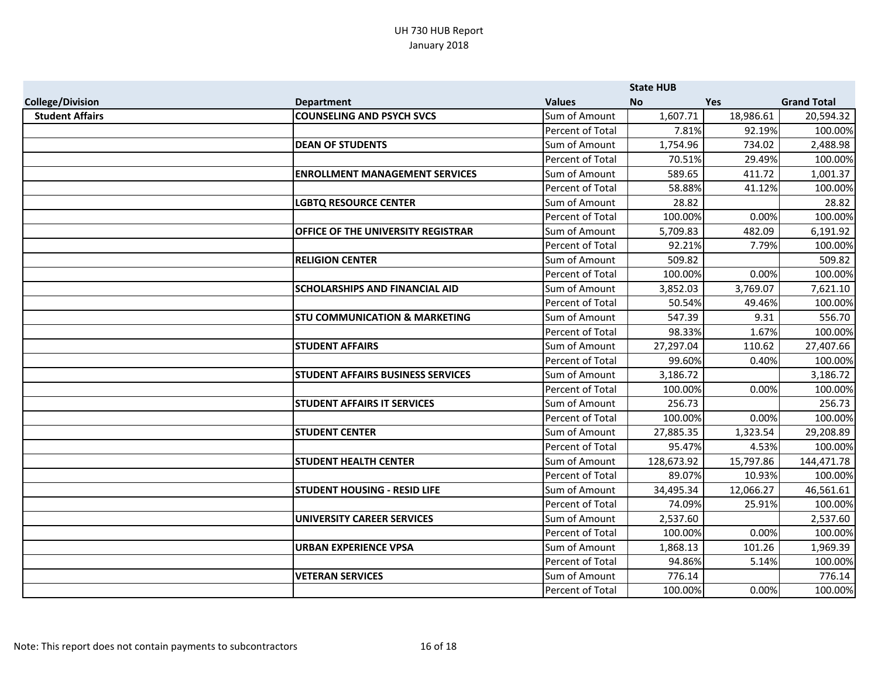UH 730 HUB Report
January 2018

| College/Division | Department | Values | State HUB No | Yes | Grand Total |
|---|---|---|---|---|---|
| **Student Affairs** | **COUNSELING AND PSYCH SVCS** | Sum of Amount | 1,607.71 | 18,986.61 | 20,594.32 |
| | | Percent of Total | 7.81% | 92.19% | 100.00% |
| | **DEAN OF STUDENTS** | Sum of Amount | 1,754.96 | 734.02 | 2,488.98 |
| | | Percent of Total | 70.51% | 29.49% | 100.00% |
| | **ENROLLMENT MANAGEMENT SERVICES** | Sum of Amount | 589.65 | 411.72 | 1,001.37 |
| | | Percent of Total | 58.88% | 41.12% | 100.00% |
| | **LGBTQ RESOURCE CENTER** | Sum of Amount | 28.82 | | 28.82 |
| | | Percent of Total | 100.00% | 0.00% | 100.00% |
| | **OFFICE OF THE UNIVERSITY REGISTRAR** | Sum of Amount | 5,709.83 | 482.09 | 6,191.92 |
| | | Percent of Total | 92.21% | 7.79% | 100.00% |
| | **RELIGION CENTER** | Sum of Amount | 509.82 | | 509.82 |
| | | Percent of Total | 100.00% | 0.00% | 100.00% |
| | **SCHOLARSHIPS AND FINANCIAL AID** | Sum of Amount | 3,852.03 | 3,769.07 | 7,621.10 |
| | | Percent of Total | 50.54% | 49.46% | 100.00% |
| | **STU COMMUNICATION & MARKETING** | Sum of Amount | 547.39 | 9.31 | 556.70 |
| | | Percent of Total | 98.33% | 1.67% | 100.00% |
| | **STUDENT AFFAIRS** | Sum of Amount | 27,297.04 | 110.62 | 27,407.66 |
| | | Percent of Total | 99.60% | 0.40% | 100.00% |
| | **STUDENT AFFAIRS BUSINESS SERVICES** | Sum of Amount | 3,186.72 | | 3,186.72 |
| | | Percent of Total | 100.00% | 0.00% | 100.00% |
| | **STUDENT AFFAIRS IT SERVICES** | Sum of Amount | 256.73 | | 256.73 |
| | | Percent of Total | 100.00% | 0.00% | 100.00% |
| | **STUDENT CENTER** | Sum of Amount | 27,885.35 | 1,323.54 | 29,208.89 |
| | | Percent of Total | 95.47% | 4.53% | 100.00% |
| | **STUDENT HEALTH CENTER** | Sum of Amount | 128,673.92 | 15,797.86 | 144,471.78 |
| | | Percent of Total | 89.07% | 10.93% | 100.00% |
| | **STUDENT HOUSING - RESID LIFE** | Sum of Amount | 34,495.34 | 12,066.27 | 46,561.61 |
| | | Percent of Total | 74.09% | 25.91% | 100.00% |
| | **UNIVERSITY CAREER SERVICES** | Sum of Amount | 2,537.60 | | 2,537.60 |
| | | Percent of Total | 100.00% | 0.00% | 100.00% |
| | **URBAN EXPERIENCE VPSA** | Sum of Amount | 1,868.13 | 101.26 | 1,969.39 |
| | | Percent of Total | 94.86% | 5.14% | 100.00% |
| | **VETERAN SERVICES** | Sum of Amount | 776.14 | | 776.14 |
| | | Percent of Total | 100.00% | 0.00% | 100.00% |

Note: This report does not contain payments to subcontractors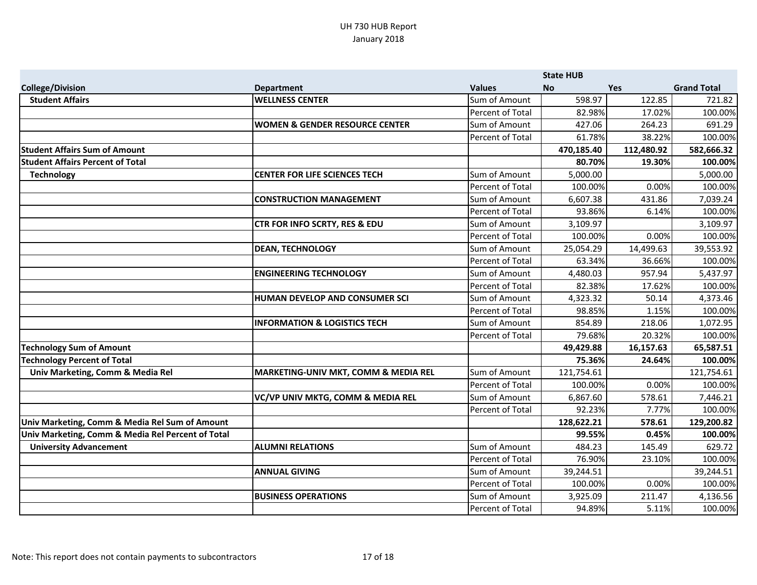UH 730 HUB Report
January 2018

| College/Division | Department | Values | State HUB No | Yes | Grand Total |
|---|---|---|---|---|---|
| **Student Affairs** | **WELLNESS CENTER** | Sum of Amount | 598.97 | 122.85 | 721.82 |
| | | Percent of Total | 82.98% | 17.02% | 100.00% |
| | **WOMEN & GENDER RESOURCE CENTER** | Sum of Amount | 427.06 | 264.23 | 691.29 |
| | | Percent of Total | 61.78% | 38.22% | 100.00% |
| **Student Affairs Sum of Amount** | | | **470,185.40** | **112,480.92** | **582,666.32** |
| **Student Affairs Percent of Total** | | | **80.70%** | **19.30%** | **100.00%** |
| **Technology** | **CENTER FOR LIFE SCIENCES TECH** | Sum of Amount | 5,000.00 | | 5,000.00 |
| | | Percent of Total | 100.00% | 0.00% | 100.00% |
| | **CONSTRUCTION MANAGEMENT** | Sum of Amount | 6,607.38 | 431.86 | 7,039.24 |
| | | Percent of Total | 93.86% | 6.14% | 100.00% |
| | **CTR FOR INFO SCRTY, RES & EDU** | Sum of Amount | 3,109.97 | | 3,109.97 |
| | | Percent of Total | 100.00% | 0.00% | 100.00% |
| | **DEAN, TECHNOLOGY** | Sum of Amount | 25,054.29 | 14,499.63 | 39,553.92 |
| | | Percent of Total | 63.34% | 36.66% | 100.00% |
| | **ENGINEERING TECHNOLOGY** | Sum of Amount | 4,480.03 | 957.94 | 5,437.97 |
| | | Percent of Total | 82.38% | 17.62% | 100.00% |
| | **HUMAN DEVELOP AND CONSUMER SCI** | Sum of Amount | 4,323.32 | 50.14 | 4,373.46 |
| | | Percent of Total | 98.85% | 1.15% | 100.00% |
| | **INFORMATION & LOGISTICS TECH** | Sum of Amount | 854.89 | 218.06 | 1,072.95 |
| | | Percent of Total | 79.68% | 20.32% | 100.00% |
| **Technology Sum of Amount** | | | **49,429.88** | **16,157.63** | **65,587.51** |
| **Technology Percent of Total** | | | **75.36%** | **24.64%** | **100.00%** |
| **Univ Marketing, Comm & Media Rel** | **MARKETING-UNIV MKT, COMM & MEDIA REL** | Sum of Amount | 121,754.61 | | 121,754.61 |
| | | Percent of Total | 100.00% | 0.00% | 100.00% |
| | **VC/VP UNIV MKTG, COMM & MEDIA REL** | Sum of Amount | 6,867.60 | 578.61 | 7,446.21 |
| | | Percent of Total | 92.23% | 7.77% | 100.00% |
| **Univ Marketing, Comm & Media Rel Sum of Amount** | | | **128,622.21** | **578.61** | **129,200.82** |
| **Univ Marketing, Comm & Media Rel Percent of Total** | | | **99.55%** | **0.45%** | **100.00%** |
| **University Advancement** | **ALUMNI RELATIONS** | Sum of Amount | 484.23 | 145.49 | 629.72 |
| | | Percent of Total | 76.90% | 23.10% | 100.00% |
| | **ANNUAL GIVING** | Sum of Amount | 39,244.51 | | 39,244.51 |
| | | Percent of Total | 100.00% | 0.00% | 100.00% |
| | **BUSINESS OPERATIONS** | Sum of Amount | 3,925.09 | 211.47 | 4,136.56 |
| | | Percent of Total | 94.89% | 5.11% | 100.00% |

Note: This report does not contain payments to subcontractors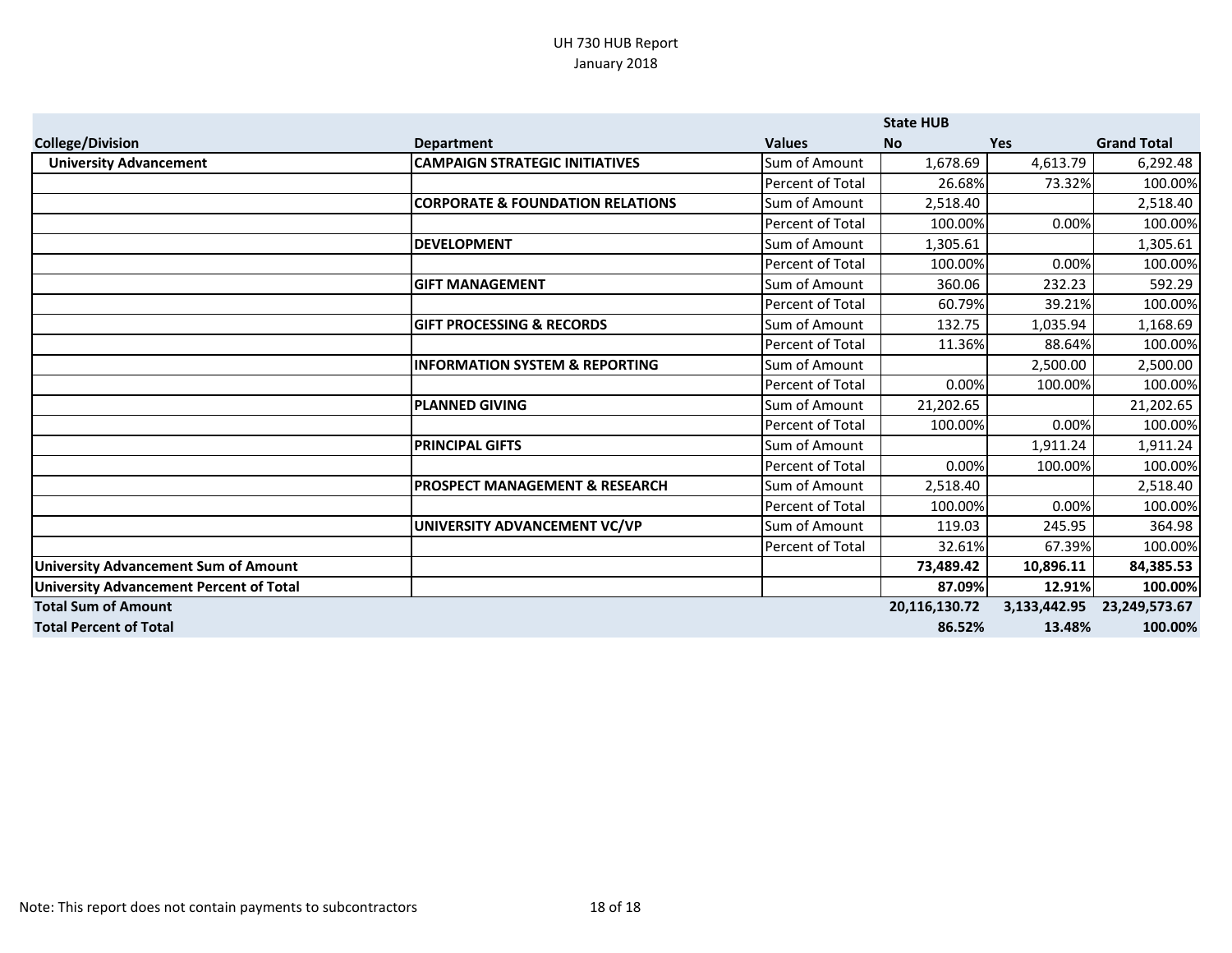UH 730 HUB Report
January 2018

| | | | State HUB | | |
|---|---|---|---|---|---|
| **College/Division** | **Department** | **Values** | **No** | **Yes** | **Grand Total** |
| **University Advancement** | **CAMPAIGN STRATEGIC INITIATIVES** | Sum of Amount | 1,678.69 | 4,613.79 | 6,292.48 |
| | | Percent of Total | 26.68% | 73.32% | 100.00% |
| | **CORPORATE & FOUNDATION RELATIONS** | Sum of Amount | 2,518.40 | | 2,518.40 |
| | | Percent of Total | 100.00% | 0.00% | 100.00% |
| | **DEVELOPMENT** | Sum of Amount | 1,305.61 | | 1,305.61 |
| | | Percent of Total | 100.00% | 0.00% | 100.00% |
| | **GIFT MANAGEMENT** | Sum of Amount | 360.06 | 232.23 | 592.29 |
| | | Percent of Total | 60.79% | 39.21% | 100.00% |
| | **GIFT PROCESSING & RECORDS** | Sum of Amount | 132.75 | 1,035.94 | 1,168.69 |
| | | Percent of Total | 11.36% | 88.64% | 100.00% |
| | **INFORMATION SYSTEM & REPORTING** | Sum of Amount | | 2,500.00 | 2,500.00 |
| | | Percent of Total | 0.00% | 100.00% | 100.00% |
| | **PLANNED GIVING** | Sum of Amount | 21,202.65 | | 21,202.65 |
| | | Percent of Total | 100.00% | 0.00% | 100.00% |
| | **PRINCIPAL GIFTS** | Sum of Amount | | 1,911.24 | 1,911.24 |
| | | Percent of Total | 0.00% | 100.00% | 100.00% |
| | **PROSPECT MANAGEMENT & RESEARCH** | Sum of Amount | 2,518.40 | | 2,518.40 |
| | | Percent of Total | 100.00% | 0.00% | 100.00% |
| | **UNIVERSITY ADVANCEMENT VC/VP** | Sum of Amount | 119.03 | 245.95 | 364.98 |
| | | Percent of Total | 32.61% | 67.39% | 100.00% |
| **University Advancement Sum of Amount** | | | **73,489.42** | **10,896.11** | **84,385.53** |
| **University Advancement Percent of Total** | | | **87.09%** | **12.91%** | **100.00%** |
| **Total Sum of Amount** | | | **20,116,130.72** | **3,133,442.95** | **23,249,573.67** |
| **Total Percent of Total** | | | **86.52%** | **13.48%** | **100.00%** |

Note: This report does not contain payments to subcontractors